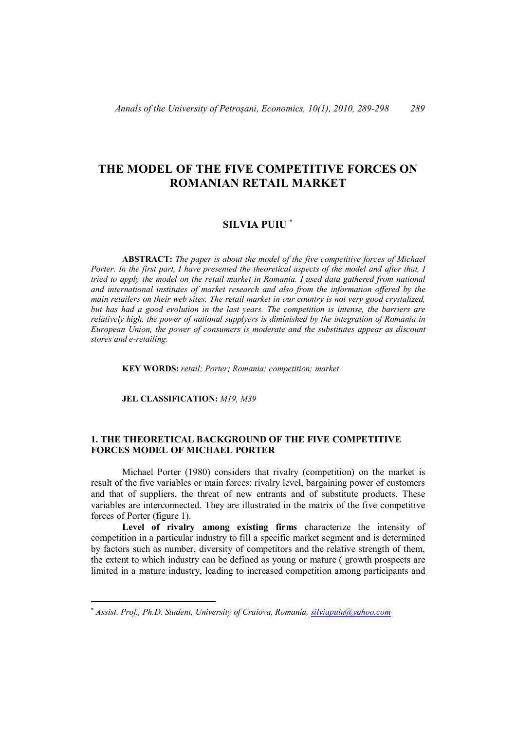# THE MODEL OF THE FIVE COMPETITIVE FORCES ON ROMANIAN RETAIL MARKET

**SILVIA PUIU** [*]

**ABSTRACT:** *The paper is about the model of the five competitive forces of Michael Porter. In the first part, I have presented the theoretical aspects of the model and after that, I tried to apply the model on the retail market in Romania. I used data gathered from national and international institutes of market research and also from the information offered by the main retailers on their web sites. The retail market in our country is not very good crystalized, but has had a good evolution in the last years. The competition is intense, the barriers are relatively high, the power of national supplyers is diminished by the integration of Romania in European Union, the power of consumers is moderate and the substitutes appear as discount stores and e-retailing.*

**KEY WORDS:** *retail; Porter; Romania; competition; market*

**JEL CLASSIFICATION:** *M19, M39*

## 1. THE THEORETICAL BACKGROUND OF THE FIVE COMPETITIVE FORCES MODEL OF MICHAEL PORTER

Michael Porter (1980) considers that rivalry (competition) on the market is result of the five variables or main forces: rivalry level, bargaining power of customers and that of suppliers, the threat of new entrants and of substitute products. These variables are interconnected. They are illustrated in the matrix of the five competitive forces of Porter (figure 1).

**Level of rivalry among existing firms** characterize the intensity of competition in a particular industry to fill a specific market segment and is determined by factors such as number, diversity of competitors and the relative strength of them, the extent to which industry can be defined as young or mature ( growth prospects are limited in a mature industry, leading to increased competition among participants and

---

[*] *Assist. Prof., Ph.D. Student, University of Craiova, Romania, silviapuiu@yahoo.com*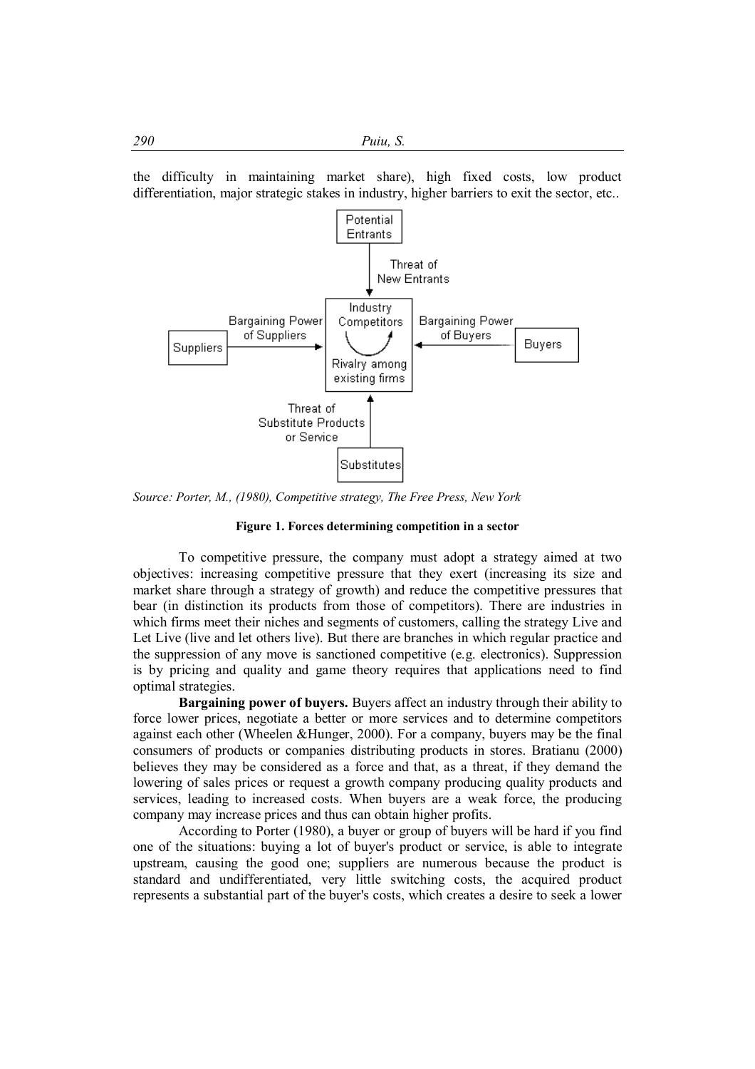the difficulty in maintaining market share), high fixed costs, low product differentiation, major strategic stakes in industry, higher barriers to exit the sector, etc..

*Source: Porter, M., (1980), Competitive strategy, The Free Press, New York*

**Figure 1. Forces determining competition in a sector**

To competitive pressure, the company must adopt a strategy aimed at two objectives: increasing competitive pressure that they exert (increasing its size and market share through a strategy of growth) and reduce the competitive pressures that bear (in distinction its products from those of competitors). There are industries in which firms meet their niches and segments of customers, calling the strategy Live and Let Live (live and let others live). But there are branches in which regular practice and the suppression of any move is sanctioned competitive (e.g. electronics). Suppression is by pricing and quality and game theory requires that applications need to find optimal strategies.

**Bargaining power of buyers.** Buyers affect an industry through their ability to force lower prices, negotiate a better or more services and to determine competitors against each other (Wheelen &Hunger, 2000). For a company, buyers may be the final consumers of products or companies distributing products in stores. Bratianu (2000) believes they may be considered as a force and that, as a threat, if they demand the lowering of sales prices or request a growth company producing quality products and services, leading to increased costs. When buyers are a weak force, the producing company may increase prices and thus can obtain higher profits.

According to Porter (1980), a buyer or group of buyers will be hard if you find one of the situations: buying a lot of buyer's product or service, is able to integrate upstream, causing the good one; suppliers are numerous because the product is standard and undifferentiated, very little switching costs, the acquired product represents a substantial part of the buyer's costs, which creates a desire to seek a lower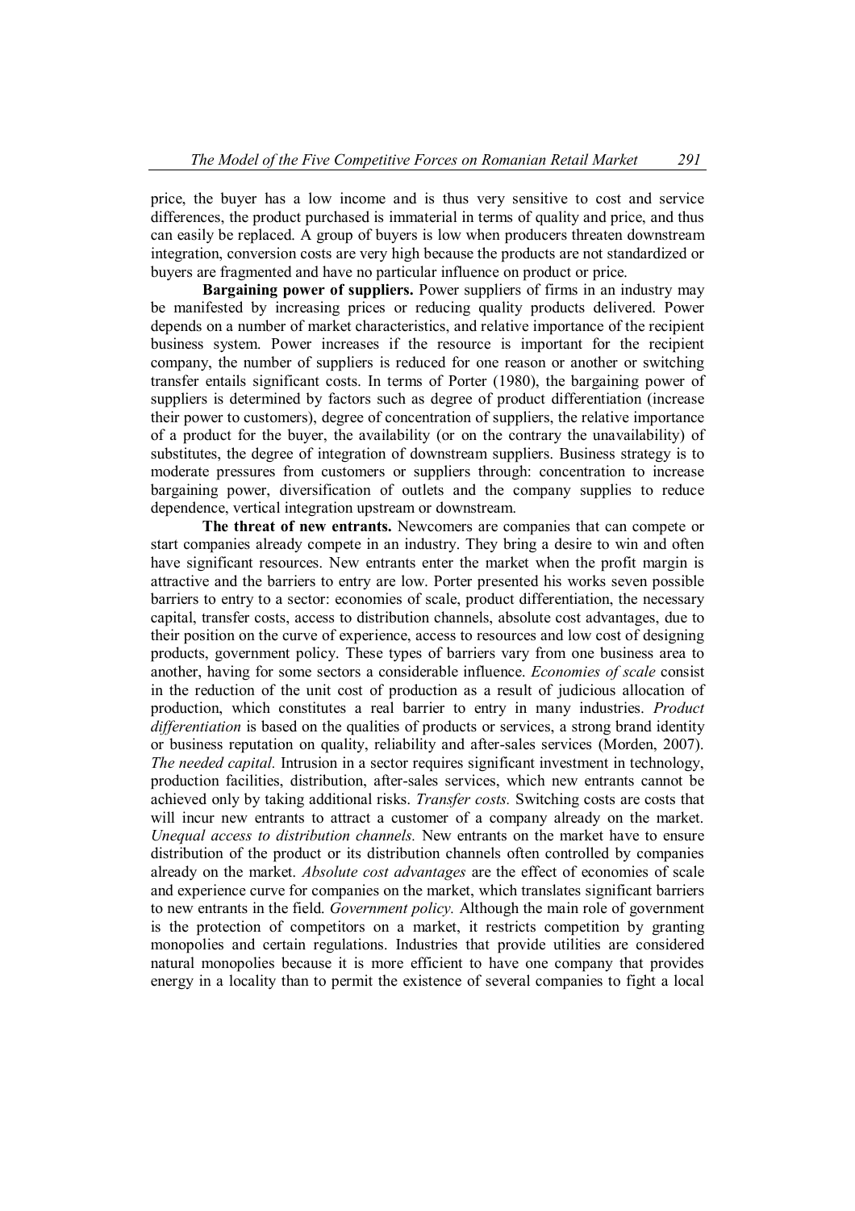price, the buyer has a low income and is thus very sensitive to cost and service differences, the product purchased is immaterial in terms of quality and price, and thus can easily be replaced. A group of buyers is low when producers threaten downstream integration, conversion costs are very high because the products are not standardized or buyers are fragmented and have no particular influence on product or price.

**Bargaining power of suppliers.** Power suppliers of firms in an industry may be manifested by increasing prices or reducing quality products delivered. Power depends on a number of market characteristics, and relative importance of the recipient business system. Power increases if the resource is important for the recipient company, the number of suppliers is reduced for one reason or another or switching transfer entails significant costs. In terms of Porter (1980), the bargaining power of suppliers is determined by factors such as degree of product differentiation (increase their power to customers), degree of concentration of suppliers, the relative importance of a product for the buyer, the availability (or on the contrary the unavailability) of substitutes, the degree of integration of downstream suppliers. Business strategy is to moderate pressures from customers or suppliers through: concentration to increase bargaining power, diversification of outlets and the company supplies to reduce dependence, vertical integration upstream or downstream.

**The threat of new entrants.** Newcomers are companies that can compete or start companies already compete in an industry. They bring a desire to win and often have significant resources. New entrants enter the market when the profit margin is attractive and the barriers to entry are low. Porter presented his works seven possible barriers to entry to a sector: economies of scale, product differentiation, the necessary capital, transfer costs, access to distribution channels, absolute cost advantages, due to their position on the curve of experience, access to resources and low cost of designing products, government policy. These types of barriers vary from one business area to another, having for some sectors a considerable influence. *Economies of scale* consist in the reduction of the unit cost of production as a result of judicious allocation of production, which constitutes a real barrier to entry in many industries. *Product differentiation* is based on the qualities of products or services, a strong brand identity or business reputation on quality, reliability and after-sales services (Morden, 2007). *The needed capital.* Intrusion in a sector requires significant investment in technology, production facilities, distribution, after-sales services, which new entrants cannot be achieved only by taking additional risks. *Transfer costs.* Switching costs are costs that will incur new entrants to attract a customer of a company already on the market. *Unequal access to distribution channels.* New entrants on the market have to ensure distribution of the product or its distribution channels often controlled by companies already on the market. *Absolute cost advantages* are the effect of economies of scale and experience curve for companies on the market, which translates significant barriers to new entrants in the field. *Government policy.* Although the main role of government is the protection of competitors on a market, it restricts competition by granting monopolies and certain regulations. Industries that provide utilities are considered natural monopolies because it is more efficient to have one company that provides energy in a locality than to permit the existence of several companies to fight a local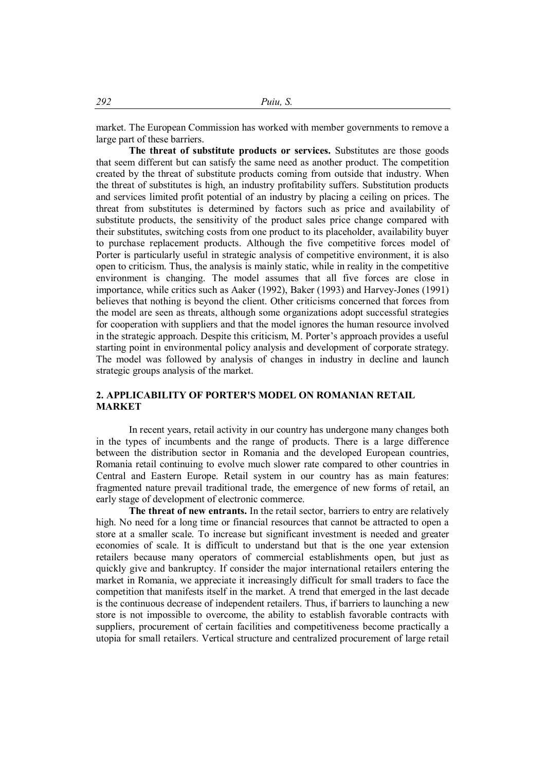market. The European Commission has worked with member governments to remove a large part of these barriers.

**The threat of substitute products or services.** Substitutes are those goods that seem different but can satisfy the same need as another product. The competition created by the threat of substitute products coming from outside that industry. When the threat of substitutes is high, an industry profitability suffers. Substitution products and services limited profit potential of an industry by placing a ceiling on prices. The threat from substitutes is determined by factors such as price and availability of substitute products, the sensitivity of the product sales price change compared with their substitutes, switching costs from one product to its placeholder, availability buyer to purchase replacement products. Although the five competitive forces model of Porter is particularly useful in strategic analysis of competitive environment, it is also open to criticism. Thus, the analysis is mainly static, while in reality in the competitive environment is changing. The model assumes that all five forces are close in importance, while critics such as Aaker (1992), Baker (1993) and Harvey-Jones (1991) believes that nothing is beyond the client. Other criticisms concerned that forces from the model are seen as threats, although some organizations adopt successful strategies for cooperation with suppliers and that the model ignores the human resource involved in the strategic approach. Despite this criticism, M. Porter's approach provides a useful starting point in environmental policy analysis and development of corporate strategy. The model was followed by analysis of changes in industry in decline and launch strategic groups analysis of the market.

## 2. APPLICABILITY OF PORTER'S MODEL ON ROMANIAN RETAIL MARKET

In recent years, retail activity in our country has undergone many changes both in the types of incumbents and the range of products. There is a large difference between the distribution sector in Romania and the developed European countries, Romania retail continuing to evolve much slower rate compared to other countries in Central and Eastern Europe. Retail system in our country has as main features: fragmented nature prevail traditional trade, the emergence of new forms of retail, an early stage of development of electronic commerce.

**The threat of new entrants.** In the retail sector, barriers to entry are relatively high. No need for a long time or financial resources that cannot be attracted to open a store at a smaller scale. To increase but significant investment is needed and greater economies of scale. It is difficult to understand but that is the one year extension retailers because many operators of commercial establishments open, but just as quickly give and bankruptcy. If consider the major international retailers entering the market in Romania, we appreciate it increasingly difficult for small traders to face the competition that manifests itself in the market. A trend that emerged in the last decade is the continuous decrease of independent retailers. Thus, if barriers to launching a new store is not impossible to overcome, the ability to establish favorable contracts with suppliers, procurement of certain facilities and competitiveness become practically a utopia for small retailers. Vertical structure and centralized procurement of large retail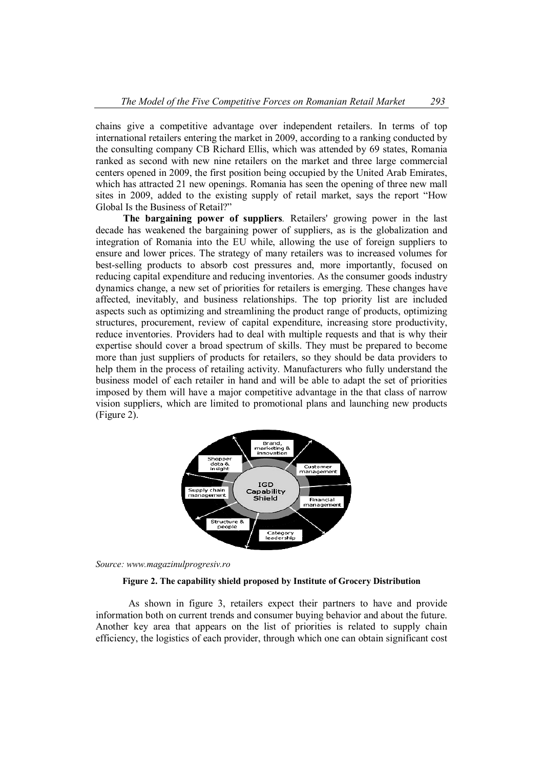chains give a competitive advantage over independent retailers. In terms of top international retailers entering the market in 2009, according to a ranking conducted by the consulting company CB Richard Ellis, which was attended by 69 states, Romania ranked as second with new nine retailers on the market and three large commercial centers opened in 2009, the first position being occupied by the United Arab Emirates, which has attracted 21 new openings. Romania has seen the opening of three new mall sites in 2009, added to the existing supply of retail market, says the report "How Global Is the Business of Retail?"

**The bargaining power of suppliers**. Retailers' growing power in the last decade has weakened the bargaining power of suppliers, as is the globalization and integration of Romania into the EU while, allowing the use of foreign suppliers to ensure and lower prices. The strategy of many retailers was to increased volumes for best-selling products to absorb cost pressures and, more importantly, focused on reducing capital expenditure and reducing inventories. As the consumer goods industry dynamics change, a new set of priorities for retailers is emerging. These changes have affected, inevitably, and business relationships. The top priority list are included aspects such as optimizing and streamlining the product range of products, optimizing structures, procurement, review of capital expenditure, increasing store productivity, reduce inventories. Providers had to deal with multiple requests and that is why their expertise should cover a broad spectrum of skills. They must be prepared to become more than just suppliers of products for retailers, so they should be data providers to help them in the process of retailing activity. Manufacturers who fully understand the business model of each retailer in hand and will be able to adapt the set of priorities imposed by them will have a major competitive advantage in the that class of narrow vision suppliers, which are limited to promotional plans and launching new products (Figure 2).

*Source: www.magazinulprogresiv.ro*

**Figure 2. The capability shield proposed by Institute of Grocery Distribution**

As shown in figure 3, retailers expect their partners to have and provide information both on current trends and consumer buying behavior and about the future. Another key area that appears on the list of priorities is related to supply chain efficiency, the logistics of each provider, through which one can obtain significant cost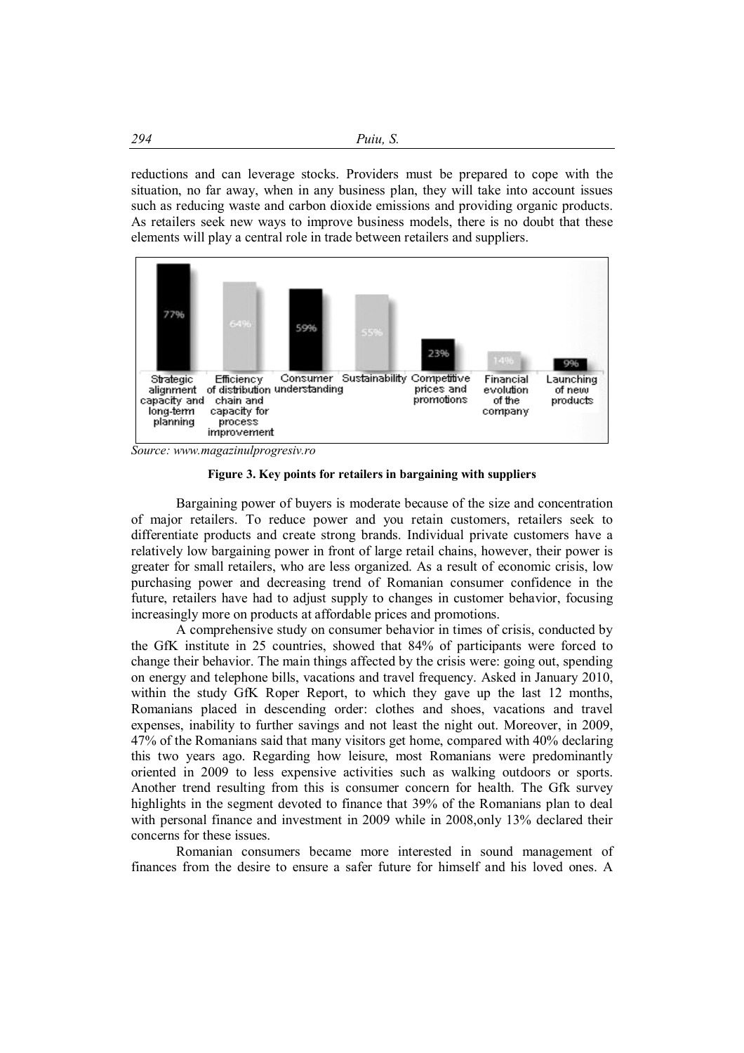reductions and can leverage stocks. Providers must be prepared to cope with the situation, no far away, when in any business plan, they will take into account issues such as reducing waste and carbon dioxide emissions and providing organic products. As retailers seek new ways to improve business models, there is no doubt that these elements will play a central role in trade between retailers and suppliers.

| Strategic alignment capacity and long-term planning | Efficiency of distribution chain and capacity for process improvement | Consumer understanding | Sustainability | Competitive prices and promotions | Financial evolution of the company | Launching of new products |
|---|---|---|---|---|---|---|
| 77% | 64% | 59% | 55% | 23% | 14% | 9% |

*Source: www.magazinulprogresiv.ro*

**Figure 3. Key points for retailers in bargaining with suppliers**

Bargaining power of buyers is moderate because of the size and concentration of major retailers. To reduce power and you retain customers, retailers seek to differentiate products and create strong brands. Individual private customers have a relatively low bargaining power in front of large retail chains, however, their power is greater for small retailers, who are less organized. As a result of economic crisis, low purchasing power and decreasing trend of Romanian consumer confidence in the future, retailers have had to adjust supply to changes in customer behavior, focusing increasingly more on products at affordable prices and promotions.

A comprehensive study on consumer behavior in times of crisis, conducted by the GfK institute in 25 countries, showed that 84% of participants were forced to change their behavior. The main things affected by the crisis were: going out, spending on energy and telephone bills, vacations and travel frequency. Asked in January 2010, within the study GfK Roper Report, to which they gave up the last 12 months, Romanians placed in descending order: clothes and shoes, vacations and travel expenses, inability to further savings and not least the night out. Moreover, in 2009, 47% of the Romanians said that many visitors get home, compared with 40% declaring this two years ago. Regarding how leisure, most Romanians were predominantly oriented in 2009 to less expensive activities such as walking outdoors or sports. Another trend resulting from this is consumer concern for health. The Gfk survey highlights in the segment devoted to finance that 39% of the Romanians plan to deal with personal finance and investment in 2009 while in 2008,only 13% declared their concerns for these issues.

Romanian consumers became more interested in sound management of finances from the desire to ensure a safer future for himself and his loved ones. A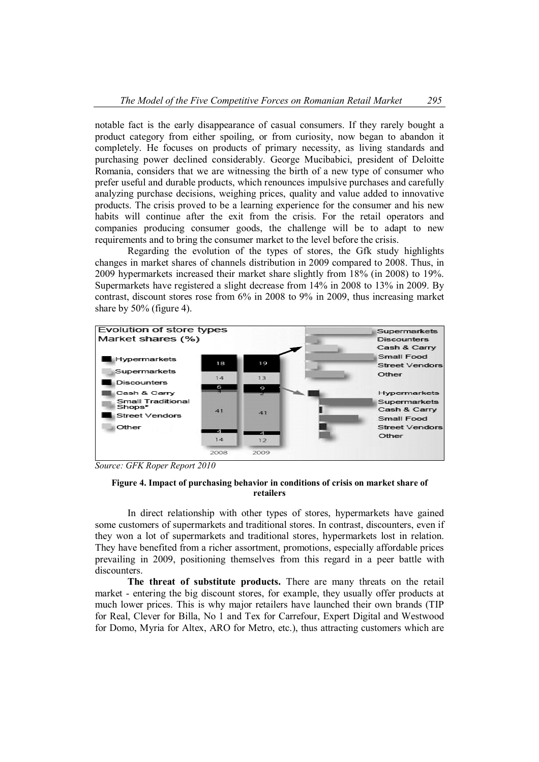notable fact is the early disappearance of casual consumers. If they rarely bought a product category from either spoiling, or from curiosity, now began to abandon it completely. He focuses on products of primary necessity, as living standards and purchasing power declined considerably. George Mucibabici, president of Deloitte Romania, considers that we are witnessing the birth of a new type of consumer who prefer useful and durable products, which renounces impulsive purchases and carefully analyzing purchase decisions, weighing prices, quality and value added to innovative products. The crisis proved to be a learning experience for the consumer and his new habits will continue after the exit from the crisis. For the retail operators and companies producing consumer goods, the challenge will be to adapt to new requirements and to bring the consumer market to the level before the crisis.

Regarding the evolution of the types of stores, the Gfk study highlights changes in market shares of channels distribution in 2009 compared to 2008. Thus, in 2009 hypermarkets increased their market share slightly from 18% (in 2008) to 19%. Supermarkets have registered a slight decrease from 14% in 2008 to 13% in 2009. By contrast, discount stores rose from 6% in 2008 to 9% in 2009, thus increasing market share by 50% (figure 4).

*Source: GFK Roper Report 2010*

**Figure 4. Impact of purchasing behavior in conditions of crisis on market share of retailers**

In direct relationship with other types of stores, hypermarkets have gained some customers of supermarkets and traditional stores. In contrast, discounters, even if they won a lot of supermarkets and traditional stores, hypermarkets lost in relation. They have benefited from a richer assortment, promotions, especially affordable prices prevailing in 2009, positioning themselves from this regard in a peer battle with discounters.

**The threat of substitute products.** There are many threats on the retail market - entering the big discount stores, for example, they usually offer products at much lower prices. This is why major retailers have launched their own brands (TIP for Real, Clever for Billa, No 1 and Tex for Carrefour, Expert Digital and Westwood for Domo, Myria for Altex, ARO for Metro, etc.), thus attracting customers which are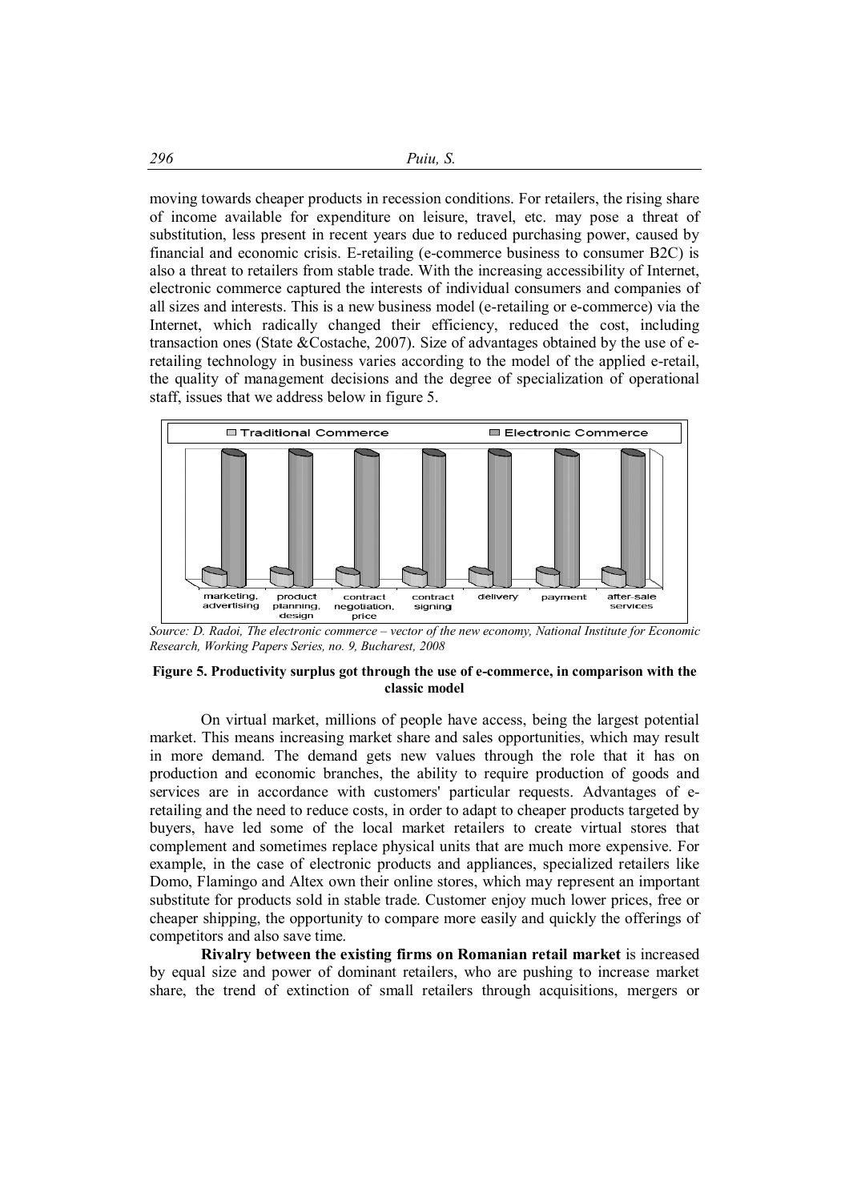moving towards cheaper products in recession conditions. For retailers, the rising share of income available for expenditure on leisure, travel, etc. may pose a threat of substitution, less present in recent years due to reduced purchasing power, caused by financial and economic crisis. E-retailing (e-commerce business to consumer B2C) is also a threat to retailers from stable trade. With the increasing accessibility of Internet, electronic commerce captured the interests of individual consumers and companies of all sizes and interests. This is a new business model (e-retailing or e-commerce) via the Internet, which radically changed their efficiency, reduced the cost, including transaction ones (State &Costache, 2007). Size of advantages obtained by the use of e-retailing technology in business varies according to the model of the applied e-retail, the quality of management decisions and the degree of specialization of operational staff, issues that we address below in figure 5.

*Source: D. Radoi, The electronic commerce – vector of the new economy, National Institute for Economic Research, Working Papers Series, no. 9, Bucharest, 2008*

**Figure 5. Productivity surplus got through the use of e-commerce, in comparison with the classic model**

On virtual market, millions of people have access, being the largest potential market. This means increasing market share and sales opportunities, which may result in more demand. The demand gets new values through the role that it has on production and economic branches, the ability to require production of goods and services are in accordance with customers' particular requests. Advantages of e-retailing and the need to reduce costs, in order to adapt to cheaper products targeted by buyers, have led some of the local market retailers to create virtual stores that complement and sometimes replace physical units that are much more expensive. For example, in the case of electronic products and appliances, specialized retailers like Domo, Flamingo and Altex own their online stores, which may represent an important substitute for products sold in stable trade. Customer enjoy much lower prices, free or cheaper shipping, the opportunity to compare more easily and quickly the offerings of competitors and also save time.

**Rivalry between the existing firms on Romanian retail market** is increased by equal size and power of dominant retailers, who are pushing to increase market share, the trend of extinction of small retailers through acquisitions, mergers or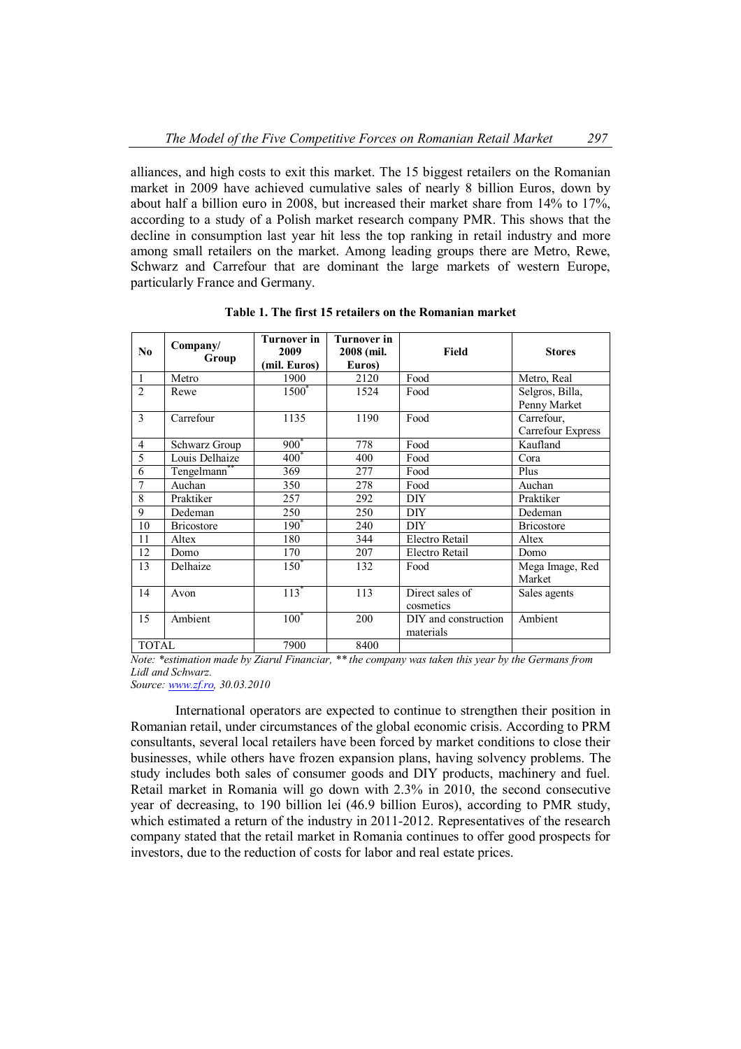alliances, and high costs to exit this market. The 15 biggest retailers on the Romanian market in 2009 have achieved cumulative sales of nearly 8 billion Euros, down by about half a billion euro in 2008, but increased their market share from 14% to 17%, according to a study of a Polish market research company PMR. This shows that the decline in consumption last year hit less the top ranking in retail industry and more among small retailers on the market. Among leading groups there are Metro, Rewe, Schwarz and Carrefour that are dominant the large markets of western Europe, particularly France and Germany.

**Table 1. The first 15 retailers on the Romanian market**

| No | Company/ Group | Turnover in 2009 (mil. Euros) | Turnover in 2008 (mil. Euros) | Field | Stores |
|---|---|---|---|---|---|
| 1 | Metro | 1900 | 2120 | Food | Metro, Real |
| 2 | Rewe | 1500* | 1524 | Food | Selgros, Billa, Penny Market |
| 3 | Carrefour | 1135 | 1190 | Food | Carrefour, Carrefour Express |
| 4 | Schwarz Group | 900* | 778 | Food | Kaufland |
| 5 | Louis Delhaize | 400* | 400 | Food | Cora |
| 6 | Tengelmann** | 369 | 277 | Food | Plus |
| 7 | Auchan | 350 | 278 | Food | Auchan |
| 8 | Praktiker | 257 | 292 | DIY | Praktiker |
| 9 | Dedeman | 250 | 250 | DIY | Dedeman |
| 10 | Bricostore | 190* | 240 | DIY | Bricostore |
| 11 | Altex | 180 | 344 | Electro Retail | Altex |
| 12 | Domo | 170 | 207 | Electro Retail | Domo |
| 13 | Delhaize | 150* | 132 | Food | Mega Image, Red Market |
| 14 | Avon | 113* | 113 | Direct sales of cosmetics | Sales agents |
| 15 | Ambient | 100* | 200 | DIY and construction materials | Ambient |
| TOTAL | | 7900 | 8400 | | |

*Note: \*estimation made by Ziarul Financiar, \*\* the company was taken this year by the Germans from Lidl and Schwarz.*

*Source: www.zf.ro, 30.03.2010*

International operators are expected to continue to strengthen their position in Romanian retail, under circumstances of the global economic crisis. According to PRM consultants, several local retailers have been forced by market conditions to close their businesses, while others have frozen expansion plans, having solvency problems. The study includes both sales of consumer goods and DIY products, machinery and fuel. Retail market in Romania will go down with 2.3% in 2010, the second consecutive year of decreasing, to 190 billion lei (46.9 billion Euros), according to PMR study, which estimated a return of the industry in 2011-2012. Representatives of the research company stated that the retail market in Romania continues to offer good prospects for investors, due to the reduction of costs for labor and real estate prices.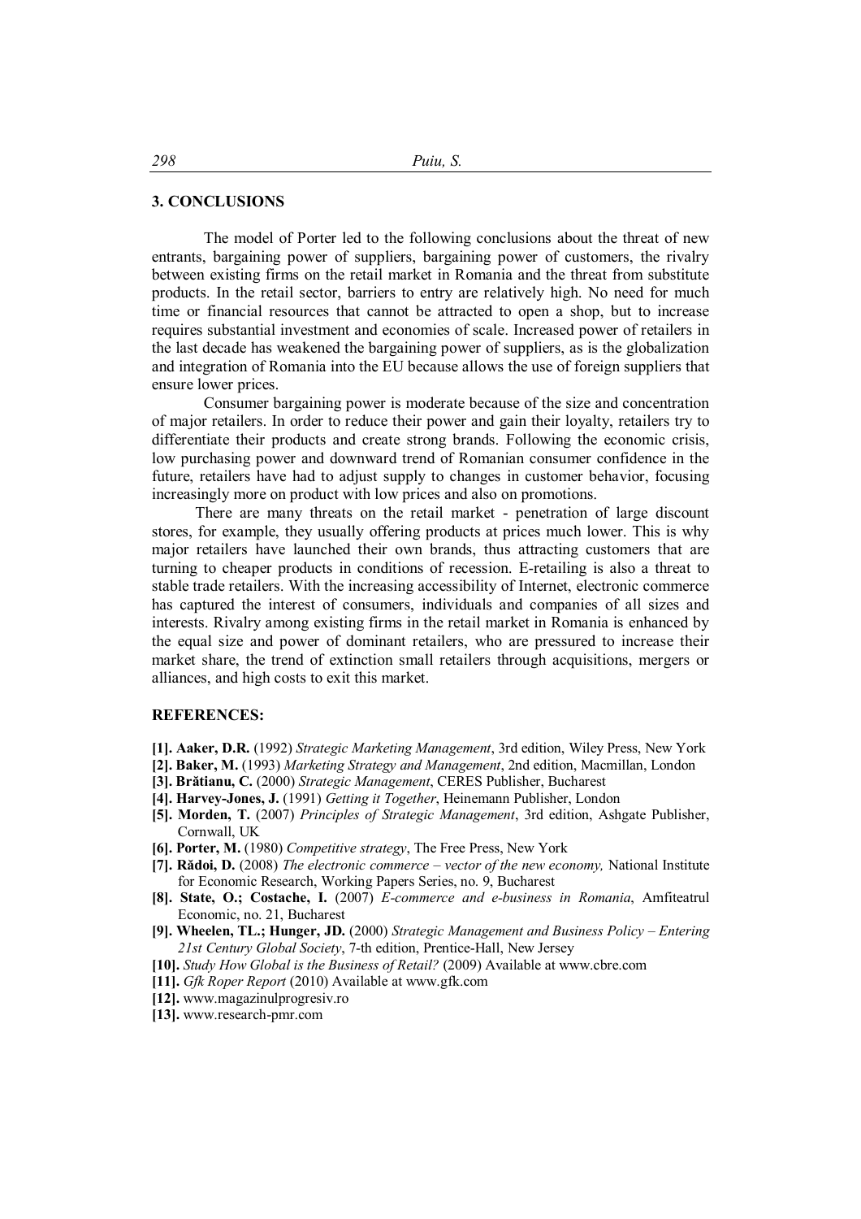## 3. CONCLUSIONS

The model of Porter led to the following conclusions about the threat of new entrants, bargaining power of suppliers, bargaining power of customers, the rivalry between existing firms on the retail market in Romania and the threat from substitute products. In the retail sector, barriers to entry are relatively high. No need for much time or financial resources that cannot be attracted to open a shop, but to increase requires substantial investment and economies of scale. Increased power of retailers in the last decade has weakened the bargaining power of suppliers, as is the globalization and integration of Romania into the EU because allows the use of foreign suppliers that ensure lower prices.

Consumer bargaining power is moderate because of the size and concentration of major retailers. In order to reduce their power and gain their loyalty, retailers try to differentiate their products and create strong brands. Following the economic crisis, low purchasing power and downward trend of Romanian consumer confidence in the future, retailers have had to adjust supply to changes in customer behavior, focusing increasingly more on product with low prices and also on promotions.

There are many threats on the retail market - penetration of large discount stores, for example, they usually offering products at prices much lower. This is why major retailers have launched their own brands, thus attracting customers that are turning to cheaper products in conditions of recession. E-retailing is also a threat to stable trade retailers. With the increasing accessibility of Internet, electronic commerce has captured the interest of consumers, individuals and companies of all sizes and interests. Rivalry among existing firms in the retail market in Romania is enhanced by the equal size and power of dominant retailers, who are pressured to increase their market share, the trend of extinction small retailers through acquisitions, mergers or alliances, and high costs to exit this market.

## REFERENCES:

**[1]. Aaker, D.R.** (1992) *Strategic Marketing Management*, 3rd edition, Wiley Press, New York

**[2]. Baker, M.** (1993) *Marketing Strategy and Management*, 2nd edition, Macmillan, London

**[3]. Brătianu, C.** (2000) *Strategic Management*, CERES Publisher, Bucharest

**[4]. Harvey-Jones, J.** (1991) *Getting it Together*, Heinemann Publisher, London

**[5]. Morden, T.** (2007) *Principles of Strategic Management*, 3rd edition, Ashgate Publisher, Cornwall, UK

**[6]. Porter, M.** (1980) *Competitive strategy*, The Free Press, New York

**[7]. Rădoi, D.** (2008) *The electronic commerce – vector of the new economy,* National Institute for Economic Research, Working Papers Series, no. 9, Bucharest

**[8]. State, O.; Costache, I.** (2007) *E-commerce and e-business in Romania*, Amfiteatrul Economic, no. 21, Bucharest

**[9]. Wheelen, TL.; Hunger, JD.** (2000) *Strategic Management and Business Policy – Entering 21st Century Global Society*, 7-th edition, Prentice-Hall, New Jersey

**[10].** *Study How Global is the Business of Retail?* (2009) Available at www.cbre.com

**[11].** *Gfk Roper Report* (2010) Available at www.gfk.com

**[12].** www.magazinulprogresiv.ro

**[13].** www.research-pmr.com